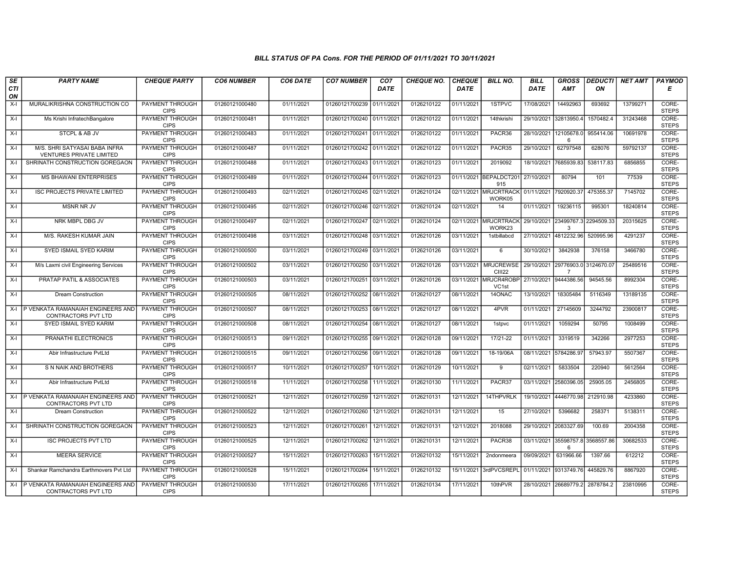*BILL STATUS OF PA Cons. FOR THE PERIOD OF 01/11/2021 TO 30/11/2021*

| SECTION | PARTY NAME | CHEQUE PARTY | CO6 NUMBER | CO6 DATE | CO7 NUMBER | CO7 DATE | CHEQUE NO. | CHEQUE DATE | BILL NO. | BILL DATE | GROSS AMT | DEDUCTION | NET AMT | PAYMODE |
|---|---|---|---|---|---|---|---|---|---|---|---|---|---|---|
| X-I | MURALIKRISHNA CONSTRUCTION CO | PAYMENT THROUGH CIPS | 01260121000480 | 01/11/2021 | 01260121700239 | 01/11/2021 | 0126210122 | 01/11/2021 | 1STPVC | 17/08/2021 | 14492963 | 693692 | 13799271 | CORE-STEPS |
| X-I | Ms Krishi InfratechBangalore | PAYMENT THROUGH CIPS | 01260121000481 | 01/11/2021 | 01260121700240 | 01/11/2021 | 0126210122 | 01/11/2021 | 14thkrishi | 29/10/2021 | 32813950.4 | 1570482.4 | 31243468 | CORE-STEPS |
| X-I | STCPL & AB JV | PAYMENT THROUGH CIPS | 01260121000483 | 01/11/2021 | 01260121700241 | 01/11/2021 | 0126210122 | 01/11/2021 | PACR36 | 28/10/2021 | 12105678.06 | 955414.06 | 10691978 | CORE-STEPS |
| X-I | M/S. SHRI SATYASAI BABA INFRA VENTURES PRIVATE LIMITED | PAYMENT THROUGH CIPS | 01260121000487 | 01/11/2021 | 01260121700242 | 01/11/2021 | 0126210122 | 01/11/2021 | PACR35 | 29/10/2021 | 62797548 | 628076 | 59792137 | CORE-STEPS |
| X-I | SHRINATH CONSTRUCTION GOREGAON | PAYMENT THROUGH CIPS | 01260121000488 | 01/11/2021 | 01260121700243 | 01/11/2021 | 0126210123 | 01/11/2021 | 2019092 | 18/10/2021 | 7685939.83 | 538117.83 | 6856855 | CORE-STEPS |
| X-I | MS BHAWANI ENTERPRISES | PAYMENT THROUGH CIPS | 01260121000489 | 01/11/2021 | 01260121700244 | 01/11/2021 | 0126210123 | 01/11/2021 | BEPALDCT201915 | 27/10/2021 | 80794 | 101 | 77539 | CORE-STEPS |
| X-I | ISC PROJECTS PRIVATE LIMITED | PAYMENT THROUGH CIPS | 01260121000493 | 02/11/2021 | 01260121700245 | 02/11/2021 | 0126210124 | 02/11/2021 | MRJCRTRACKWORK05 | 01/11/2021 | 7920920.37 | 475355.37 | 7145702 | CORE-STEPS |
| X-I | MSNR NR JV | PAYMENT THROUGH CIPS | 01260121000495 | 02/11/2021 | 01260121700246 | 02/11/2021 | 0126210124 | 02/11/2021 | 14 | 01/11/2021 | 19236115 | 995301 | 18240814 | CORE-STEPS |
| X-I | NRK MBPL DBG JV | PAYMENT THROUGH CIPS | 01260121000497 | 02/11/2021 | 01260121700247 | 02/11/2021 | 0126210124 | 02/11/2021 | MRJCRTRACKWORK23 | 29/10/2021 | 23499767.33 | 2294509.33 | 20315625 | CORE-STEPS |
| X-I | M/S. RAKESH KUMAR JAIN | PAYMENT THROUGH CIPS | 01260121000498 | 03/11/2021 | 01260121700248 | 03/11/2021 | 0126210126 | 03/11/2021 | 1stbillabcd | 27/10/2021 | 4812232.96 | 520995.96 | 4291237 | CORE-STEPS |
| X-I | SYED ISMAIL SYED KARIM | PAYMENT THROUGH CIPS | 01260121000500 | 03/11/2021 | 01260121700249 | 03/11/2021 | 0126210126 | 03/11/2021 | 6 | 30/10/2021 | 3842938 | 376158 | 3466780 | CORE-STEPS |
| X-I | M/s Laxmi civil Engineering Services | PAYMENT THROUGH CIPS | 01260121000502 | 03/11/2021 | 01260121700250 | 03/11/2021 | 0126210126 | 03/11/2021 | MRJCREWSECIII22 | 29/10/2021 | 29776903.07 | 3124670.07 | 25489516 | CORE-STEPS |
| X-I | PRATAP PATIL & ASSOCIATES | PAYMENT THROUGH CIPS | 01260121000503 | 03/11/2021 | 01260121700251 | 03/11/2021 | 0126210126 | 03/11/2021 | MRJCR4ROBPVC1st | 27/10/2021 | 9444386.56 | 94545.56 | 8992304 | CORE-STEPS |
| X-I | Dream Construction | PAYMENT THROUGH CIPS | 01260121000505 | 08/11/2021 | 01260121700252 | 08/11/2021 | 0126210127 | 08/11/2021 | 14ONAC | 13/10/2021 | 18305484 | 5116349 | 13189135 | CORE-STEPS |
| X-I | P VENKATA RAMANAIAH ENGINEERS AND CONTRACTORS PVT LTD | PAYMENT THROUGH CIPS | 01260121000507 | 08/11/2021 | 01260121700253 | 08/11/2021 | 0126210127 | 08/11/2021 | 4PVR | 01/11/2021 | 27145609 | 3244792 | 23900817 | CORE-STEPS |
| X-I | SYED ISMAIL SYED KARIM | PAYMENT THROUGH CIPS | 01260121000508 | 08/11/2021 | 01260121700254 | 08/11/2021 | 0126210127 | 08/11/2021 | 1stpvc | 01/11/2021 | 1059294 | 50795 | 1008499 | CORE-STEPS |
| X-I | PRANATHI ELECTRONICS | PAYMENT THROUGH CIPS | 01260121000513 | 09/11/2021 | 01260121700255 | 09/11/2021 | 0126210128 | 09/11/2021 | 17/21-22 | 01/11/2021 | 3319519 | 342266 | 2977253 | CORE-STEPS |
| X-I | Abir Infrastructure PvtLtd | PAYMENT THROUGH CIPS | 01260121000515 | 09/11/2021 | 01260121700256 | 09/11/2021 | 0126210128 | 09/11/2021 | 18-19/06A | 08/11/2021 | 5784286.97 | 57943.97 | 5507367 | CORE-STEPS |
| X-I | S N NAIK AND BROTHERS | PAYMENT THROUGH CIPS | 01260121000517 | 10/11/2021 | 01260121700257 | 10/11/2021 | 0126210129 | 10/11/2021 | 9 | 02/11/2021 | 5833504 | 220940 | 5612564 | CORE-STEPS |
| X-I | Abir Infrastructure PvtLtd | PAYMENT THROUGH CIPS | 01260121000518 | 11/11/2021 | 01260121700258 | 11/11/2021 | 0126210130 | 11/11/2021 | PACR37 | 03/11/2021 | 2580396.05 | 25905.05 | 2456805 | CORE-STEPS |
| X-I | P VENKATA RAMANAIAH ENGINEERS AND CONTRACTORS PVT LTD | PAYMENT THROUGH CIPS | 01260121000521 | 12/11/2021 | 01260121700259 | 12/11/2021 | 0126210131 | 12/11/2021 | 14THPVRLK | 19/10/2021 | 4446770.98 | 212910.98 | 4233860 | CORE-STEPS |
| X-I | Dream Construction | PAYMENT THROUGH CIPS | 01260121000522 | 12/11/2021 | 01260121700260 | 12/11/2021 | 0126210131 | 12/11/2021 | 15 | 27/10/2021 | 5396682 | 258371 | 5138311 | CORE-STEPS |
| X-I | SHRINATH CONSTRUCTION GOREGAON | PAYMENT THROUGH CIPS | 01260121000523 | 12/11/2021 | 01260121700261 | 12/11/2021 | 0126210131 | 12/11/2021 | 2018088 | 29/10/2021 | 2083327.69 | 100.69 | 2004358 | CORE-STEPS |
| X-I | ISC PROJECTS PVT LTD | PAYMENT THROUGH CIPS | 01260121000525 | 12/11/2021 | 01260121700262 | 12/11/2021 | 0126210131 | 12/11/2021 | PACR38 | 03/11/2021 | 35598757.86 | 3568557.86 | 30682533 | CORE-STEPS |
| X-I | MEERA SERVICE | PAYMENT THROUGH CIPS | 01260121000527 | 15/11/2021 | 01260121700263 | 15/11/2021 | 0126210132 | 15/11/2021 | 2ndonmeera | 09/09/2021 | 631966.66 | 1397.66 | 612212 | CORE-STEPS |
| X-I | Shankar Ramchandra Earthmovers Pvt Ltd | PAYMENT THROUGH CIPS | 01260121000528 | 15/11/2021 | 01260121700264 | 15/11/2021 | 0126210132 | 15/11/2021 | 3rdPVCSREPL | 01/11/2021 | 9313749.76 | 445829.76 | 8867920 | CORE-STEPS |
| X-I | P VENKATA RAMANAIAH ENGINEERS AND CONTRACTORS PVT LTD | PAYMENT THROUGH CIPS | 01260121000530 | 17/11/2021 | 01260121700265 | 17/11/2021 | 0126210134 | 17/11/2021 | 10thPVR | 28/10/2021 | 26689779.2 | 2878784.2 | 23810995 | CORE-STEPS |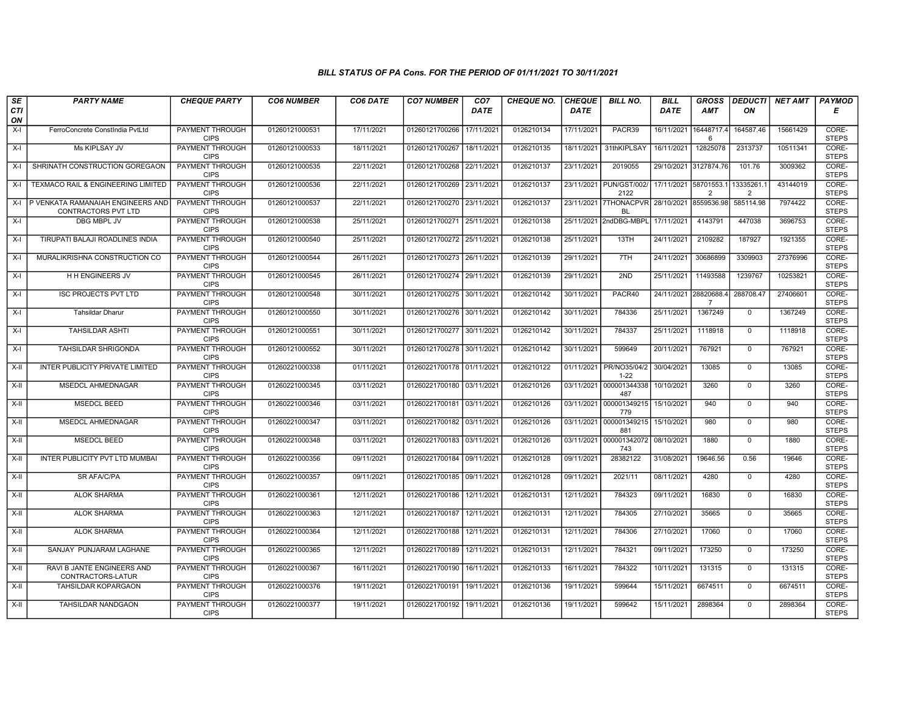*BILL STATUS OF PA Cons. FOR THE PERIOD OF 01/11/2021 TO 30/11/2021*

| SECTION | PARTY NAME | CHEQUE PARTY | CO6 NUMBER | CO6 DATE | CO7 NUMBER | CO7 DATE | CHEQUE NO. | CHEQUE DATE | BILL NO. | BILL DATE | GROSS AMT | DEDUCTION | NET AMT | PAYMODE |
|---|---|---|---|---|---|---|---|---|---|---|---|---|---|---|
| X-I | FerroConcrete ConstIndia PvtLtd | PAYMENT THROUGH CIPS | 01260121000531 | 17/11/2021 | 01260121700266 | 17/11/2021 | 0126210134 | 17/11/2021 | PACR39 | 16/11/2021 | 16448717.46 | 164587.46 | 15661429 | CORE-STEPS |
| X-I | Ms KIPLSAY JV | PAYMENT THROUGH CIPS | 01260121000533 | 18/11/2021 | 01260121700267 | 18/11/2021 | 0126210135 | 18/11/2021 | 31thKIPLSAY | 16/11/2021 | 12825078 | 2313737 | 10511341 | CORE-STEPS |
| X-I | SHRINATH CONSTRUCTION GOREGAON | PAYMENT THROUGH CIPS | 01260121000535 | 22/11/2021 | 01260121700268 | 22/11/2021 | 0126210137 | 23/11/2021 | 2019055 | 29/10/2021 | 3127874.76 | 101.76 | 3009362 | CORE-STEPS |
| X-I | TEXMACO RAIL & ENGINEERING LIMITED | PAYMENT THROUGH CIPS | 01260121000536 | 22/11/2021 | 01260121700269 | 23/11/2021 | 0126210137 | 23/11/2021 | PUN/GST/002/2122 | 17/11/2021 | 58701553.12 | 13335261.12 | 43144019 | CORE-STEPS |
| X-I | P VENKATA RAMANAIAH ENGINEERS AND CONTRACTORS PVT LTD | PAYMENT THROUGH CIPS | 01260121000537 | 22/11/2021 | 01260121700270 | 23/11/2021 | 0126210137 | 23/11/2021 | 7THONACPVRBL | 28/10/2021 | 8559536.98 | 585114.98 | 7974422 | CORE-STEPS |
| X-I | DBG MBPL JV | PAYMENT THROUGH CIPS | 01260121000538 | 25/11/2021 | 01260121700271 | 25/11/2021 | 0126210138 | 25/11/2021 | 2ndDBG-MBPL | 17/11/2021 | 4143791 | 447038 | 3696753 | CORE-STEPS |
| X-I | TIRUPATI BALAJI ROADLINES INDIA | PAYMENT THROUGH CIPS | 01260121000540 | 25/11/2021 | 01260121700272 | 25/11/2021 | 0126210138 | 25/11/2021 | 13TH | 24/11/2021 | 2109282 | 187927 | 1921355 | CORE-STEPS |
| X-I | MURALIKRISHNA CONSTRUCTION CO | PAYMENT THROUGH CIPS | 01260121000544 | 26/11/2021 | 01260121700273 | 26/11/2021 | 0126210139 | 29/11/2021 | 7TH | 24/11/2021 | 30686899 | 3309903 | 27376996 | CORE-STEPS |
| X-I | H H ENGINEERS JV | PAYMENT THROUGH CIPS | 01260121000545 | 26/11/2021 | 01260121700274 | 29/11/2021 | 0126210139 | 29/11/2021 | 2ND | 25/11/2021 | 11493588 | 1239767 | 10253821 | CORE-STEPS |
| X-I | ISC PROJECTS PVT LTD | PAYMENT THROUGH CIPS | 01260121000548 | 30/11/2021 | 01260121700275 | 30/11/2021 | 0126210142 | 30/11/2021 | PACR40 | 24/11/2021 | 28820688.47 | 288708.47 | 27406601 | CORE-STEPS |
| X-I | Tahsildar Dharur | PAYMENT THROUGH CIPS | 01260121000550 | 30/11/2021 | 01260121700276 | 30/11/2021 | 0126210142 | 30/11/2021 | 784336 | 25/11/2021 | 1367249 | 0 | 1367249 | CORE-STEPS |
| X-I | TAHSILDAR ASHTI | PAYMENT THROUGH CIPS | 01260121000551 | 30/11/2021 | 01260121700277 | 30/11/2021 | 0126210142 | 30/11/2021 | 784337 | 25/11/2021 | 1118918 | 0 | 1118918 | CORE-STEPS |
| X-I | TAHSILDAR SHRIGONDA | PAYMENT THROUGH CIPS | 01260121000552 | 30/11/2021 | 01260121700278 | 30/11/2021 | 0126210142 | 30/11/2021 | 599649 | 20/11/2021 | 767921 | 0 | 767921 | CORE-STEPS |
| X-II | INTER PUBLICITY PRIVATE LIMITED | PAYMENT THROUGH CIPS | 01260221000338 | 01/11/2021 | 01260221700178 | 01/11/2021 | 0126210122 | 01/11/2021 | PR/NO35/04/21-22 | 30/04/2021 | 13085 | 0 | 13085 | CORE-STEPS |
| X-II | MSEDCL AHMEDNAGAR | PAYMENT THROUGH CIPS | 01260221000345 | 03/11/2021 | 01260221700180 | 03/11/2021 | 0126210126 | 03/11/2021 | 000001344338487 | 10/10/2021 | 3260 | 0 | 3260 | CORE-STEPS |
| X-II | MSEDCL BEED | PAYMENT THROUGH CIPS | 01260221000346 | 03/11/2021 | 01260221700181 | 03/11/2021 | 0126210126 | 03/11/2021 | 000001349215779 | 15/10/2021 | 940 | 0 | 940 | CORE-STEPS |
| X-II | MSEDCL AHMEDNAGAR | PAYMENT THROUGH CIPS | 01260221000347 | 03/11/2021 | 01260221700182 | 03/11/2021 | 0126210126 | 03/11/2021 | 000001349215881 | 15/10/2021 | 980 | 0 | 980 | CORE-STEPS |
| X-II | MSEDCL BEED | PAYMENT THROUGH CIPS | 01260221000348 | 03/11/2021 | 01260221700183 | 03/11/2021 | 0126210126 | 03/11/2021 | 000001342072743 | 08/10/2021 | 1880 | 0 | 1880 | CORE-STEPS |
| X-II | INTER PUBLICITY PVT LTD MUMBAI | PAYMENT THROUGH CIPS | 01260221000356 | 09/11/2021 | 01260221700184 | 09/11/2021 | 0126210128 | 09/11/2021 | 28382122 | 31/08/2021 | 19646.56 | 0.56 | 19646 | CORE-STEPS |
| X-II | SR AFA/C/PA | PAYMENT THROUGH CIPS | 01260221000357 | 09/11/2021 | 01260221700185 | 09/11/2021 | 0126210128 | 09/11/2021 | 2021/11 | 08/11/2021 | 4280 | 0 | 4280 | CORE-STEPS |
| X-II | ALOK SHARMA | PAYMENT THROUGH CIPS | 01260221000361 | 12/11/2021 | 01260221700186 | 12/11/2021 | 0126210131 | 12/11/2021 | 784323 | 09/11/2021 | 16830 | 0 | 16830 | CORE-STEPS |
| X-II | ALOK SHARMA | PAYMENT THROUGH CIPS | 01260221000363 | 12/11/2021 | 01260221700187 | 12/11/2021 | 0126210131 | 12/11/2021 | 784305 | 27/10/2021 | 35665 | 0 | 35665 | CORE-STEPS |
| X-II | ALOK SHARMA | PAYMENT THROUGH CIPS | 01260221000364 | 12/11/2021 | 01260221700188 | 12/11/2021 | 0126210131 | 12/11/2021 | 784306 | 27/10/2021 | 17060 | 0 | 17060 | CORE-STEPS |
| X-II | SANJAY PUNJARAM LAGHANE | PAYMENT THROUGH CIPS | 01260221000365 | 12/11/2021 | 01260221700189 | 12/11/2021 | 0126210131 | 12/11/2021 | 784321 | 09/11/2021 | 173250 | 0 | 173250 | CORE-STEPS |
| X-II | RAVI B JANTE ENGINEERS AND CONTRACTORS-LATUR | PAYMENT THROUGH CIPS | 01260221000367 | 16/11/2021 | 01260221700190 | 16/11/2021 | 0126210133 | 16/11/2021 | 784322 | 10/11/2021 | 131315 | 0 | 131315 | CORE-STEPS |
| X-II | TAHSILDAR KOPARGAON | PAYMENT THROUGH CIPS | 01260221000376 | 19/11/2021 | 01260221700191 | 19/11/2021 | 0126210136 | 19/11/2021 | 599644 | 15/11/2021 | 6674511 | 0 | 6674511 | CORE-STEPS |
| X-II | TAHSILDAR NANDGAON | PAYMENT THROUGH CIPS | 01260221000377 | 19/11/2021 | 01260221700192 | 19/11/2021 | 0126210136 | 19/11/2021 | 599642 | 15/11/2021 | 2898364 | 0 | 2898364 | CORE-STEPS |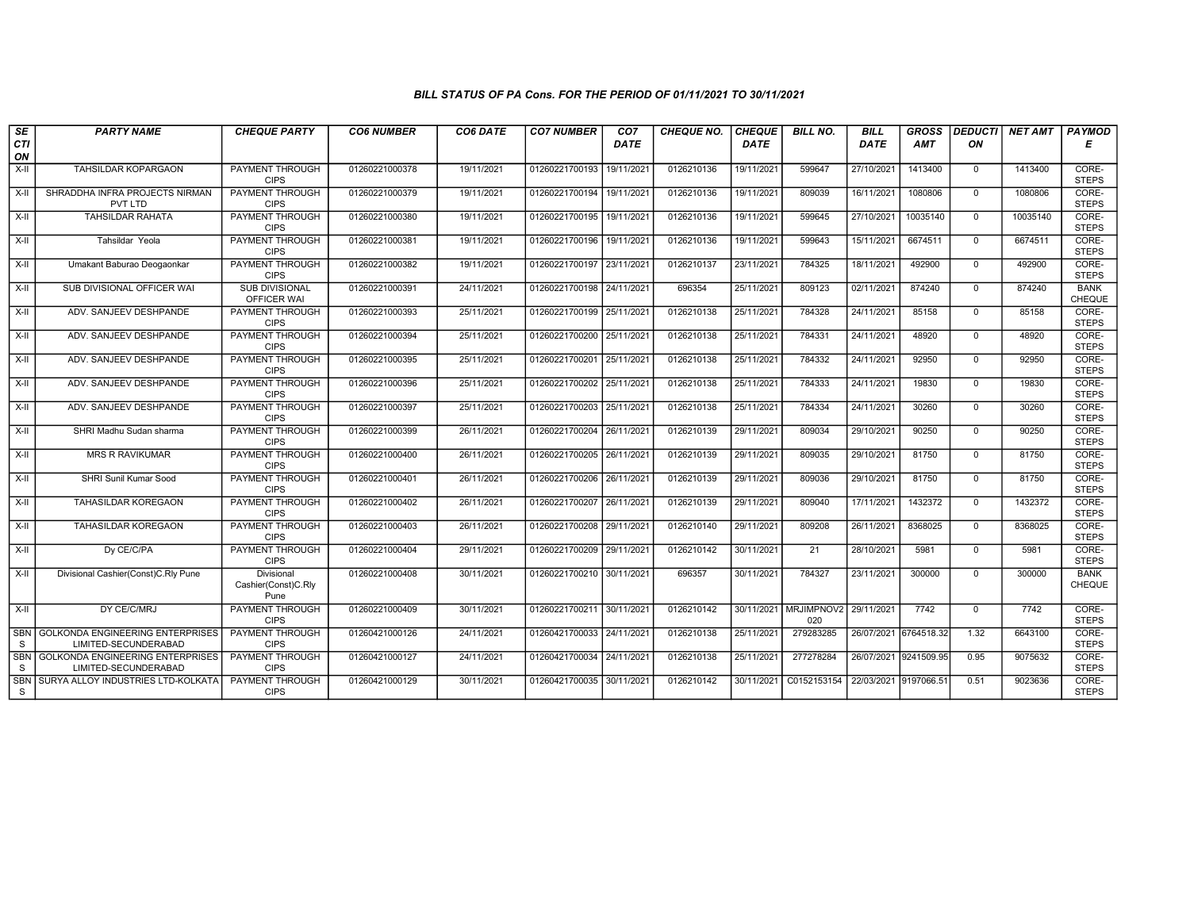### BILL STATUS OF PA Cons. FOR THE PERIOD OF 01/11/2021 TO 30/11/2021

| SECTION | PARTY NAME | CHEQUE PARTY | CO6 NUMBER | CO6 DATE | CO7 NUMBER | CO7 DATE | CHEQUE NO. | CHEQUE DATE | BILL NO. | BILL DATE | GROSS AMT | DEDUCTION | NET AMT | PAYMODE |
|---|---|---|---|---|---|---|---|---|---|---|---|---|---|---|
| X-II | TAHSILDAR KOPARGAON | PAYMENT THROUGH CIPS | 01260221000378 | 19/11/2021 | 01260221700193 | 19/11/2021 | 0126210136 | 19/11/2021 | 599647 | 27/10/2021 | 1413400 | 0 | 1413400 | CORE-STEPS |
| X-II | SHRADDHA INFRA PROJECTS NIRMAN PVT LTD | PAYMENT THROUGH CIPS | 01260221000379 | 19/11/2021 | 01260221700194 | 19/11/2021 | 0126210136 | 19/11/2021 | 809039 | 16/11/2021 | 1080806 | 0 | 1080806 | CORE-STEPS |
| X-II | TAHSILDAR RAHATA | PAYMENT THROUGH CIPS | 01260221000380 | 19/11/2021 | 01260221700195 | 19/11/2021 | 0126210136 | 19/11/2021 | 599645 | 27/10/2021 | 10035140 | 0 | 10035140 | CORE-STEPS |
| X-II | Tahsildar Yeola | PAYMENT THROUGH CIPS | 01260221000381 | 19/11/2021 | 01260221700196 | 19/11/2021 | 0126210136 | 19/11/2021 | 599643 | 15/11/2021 | 6674511 | 0 | 6674511 | CORE-STEPS |
| X-II | Umakant Baburao Deogaonkar | PAYMENT THROUGH CIPS | 01260221000382 | 19/11/2021 | 01260221700197 | 23/11/2021 | 0126210137 | 23/11/2021 | 784325 | 18/11/2021 | 492900 | 0 | 492900 | CORE-STEPS |
| X-II | SUB DIVISIONAL OFFICER WAI | SUB DIVISIONAL OFFICER WAI | 01260221000391 | 24/11/2021 | 01260221700198 | 24/11/2021 | 696354 | 25/11/2021 | 809123 | 02/11/2021 | 874240 | 0 | 874240 | BANK CHEQUE |
| X-II | ADV. SANJEEV DESHPANDE | PAYMENT THROUGH CIPS | 01260221000393 | 25/11/2021 | 01260221700199 | 25/11/2021 | 0126210138 | 25/11/2021 | 784328 | 24/11/2021 | 85158 | 0 | 85158 | CORE-STEPS |
| X-II | ADV. SANJEEV DESHPANDE | PAYMENT THROUGH CIPS | 01260221000394 | 25/11/2021 | 01260221700200 | 25/11/2021 | 0126210138 | 25/11/2021 | 784331 | 24/11/2021 | 48920 | 0 | 48920 | CORE-STEPS |
| X-II | ADV. SANJEEV DESHPANDE | PAYMENT THROUGH CIPS | 01260221000395 | 25/11/2021 | 01260221700201 | 25/11/2021 | 0126210138 | 25/11/2021 | 784332 | 24/11/2021 | 92950 | 0 | 92950 | CORE-STEPS |
| X-II | ADV. SANJEEV DESHPANDE | PAYMENT THROUGH CIPS | 01260221000396 | 25/11/2021 | 01260221700202 | 25/11/2021 | 0126210138 | 25/11/2021 | 784333 | 24/11/2021 | 19830 | 0 | 19830 | CORE-STEPS |
| X-II | ADV. SANJEEV DESHPANDE | PAYMENT THROUGH CIPS | 01260221000397 | 25/11/2021 | 01260221700203 | 25/11/2021 | 0126210138 | 25/11/2021 | 784334 | 24/11/2021 | 30260 | 0 | 30260 | CORE-STEPS |
| X-II | SHRI Madhu Sudan sharma | PAYMENT THROUGH CIPS | 01260221000399 | 26/11/2021 | 01260221700204 | 26/11/2021 | 0126210139 | 29/11/2021 | 809034 | 29/10/2021 | 90250 | 0 | 90250 | CORE-STEPS |
| X-II | MRS R RAVIKUMAR | PAYMENT THROUGH CIPS | 01260221000400 | 26/11/2021 | 01260221700205 | 26/11/2021 | 0126210139 | 29/11/2021 | 809035 | 29/10/2021 | 81750 | 0 | 81750 | CORE-STEPS |
| X-II | SHRI Sunil Kumar Sood | PAYMENT THROUGH CIPS | 01260221000401 | 26/11/2021 | 01260221700206 | 26/11/2021 | 0126210139 | 29/11/2021 | 809036 | 29/10/2021 | 81750 | 0 | 81750 | CORE-STEPS |
| X-II | TAHASILDAR KOREGAON | PAYMENT THROUGH CIPS | 01260221000402 | 26/11/2021 | 01260221700207 | 26/11/2021 | 0126210139 | 29/11/2021 | 809040 | 17/11/2021 | 1432372 | 0 | 1432372 | CORE-STEPS |
| X-II | TAHASILDAR KOREGAON | PAYMENT THROUGH CIPS | 01260221000403 | 26/11/2021 | 01260221700208 | 29/11/2021 | 0126210140 | 29/11/2021 | 809208 | 26/11/2021 | 8368025 | 0 | 8368025 | CORE-STEPS |
| X-II | Dy CE/C/PA | PAYMENT THROUGH CIPS | 01260221000404 | 29/11/2021 | 01260221700209 | 29/11/2021 | 0126210142 | 30/11/2021 | 21 | 28/10/2021 | 5981 | 0 | 5981 | CORE-STEPS |
| X-II | Divisional Cashier(Const)C.Rly Pune | Divisional Cashier(Const)C.Rly Pune | 01260221000408 | 30/11/2021 | 01260221700210 | 30/11/2021 | 696357 | 30/11/2021 | 784327 | 23/11/2021 | 300000 | 0 | 300000 | BANK CHEQUE |
| X-II | DY CE/C/MRJ | PAYMENT THROUGH CIPS | 01260221000409 | 30/11/2021 | 01260221700211 | 30/11/2021 | 0126210142 | 30/11/2021 | MRJIMPNOV2020 | 29/11/2021 | 7742 | 0 | 7742 | CORE-STEPS |
| SBNS | GOLKONDA ENGINEERING ENTERPRISES LIMITED-SECUNDERABAD | PAYMENT THROUGH CIPS | 01260421000126 | 24/11/2021 | 01260421700033 | 24/11/2021 | 0126210138 | 25/11/2021 | 279283285 | 26/07/2021 | 6764518.32 | 1.32 | 6643100 | CORE-STEPS |
| SBNS | GOLKONDA ENGINEERING ENTERPRISES LIMITED-SECUNDERABAD | PAYMENT THROUGH CIPS | 01260421000127 | 24/11/2021 | 01260421700034 | 24/11/2021 | 0126210138 | 25/11/2021 | 277278284 | 26/07/2021 | 9241509.95 | 0.95 | 9075632 | CORE-STEPS |
| SBNS | SURYA ALLOY INDUSTRIES LTD-KOLKATA | PAYMENT THROUGH CIPS | 01260421000129 | 30/11/2021 | 01260421700035 | 30/11/2021 | 0126210142 | 30/11/2021 | C0152153154 | 22/03/2021 | 9197066.51 | 0.51 | 9023636 | CORE-STEPS |